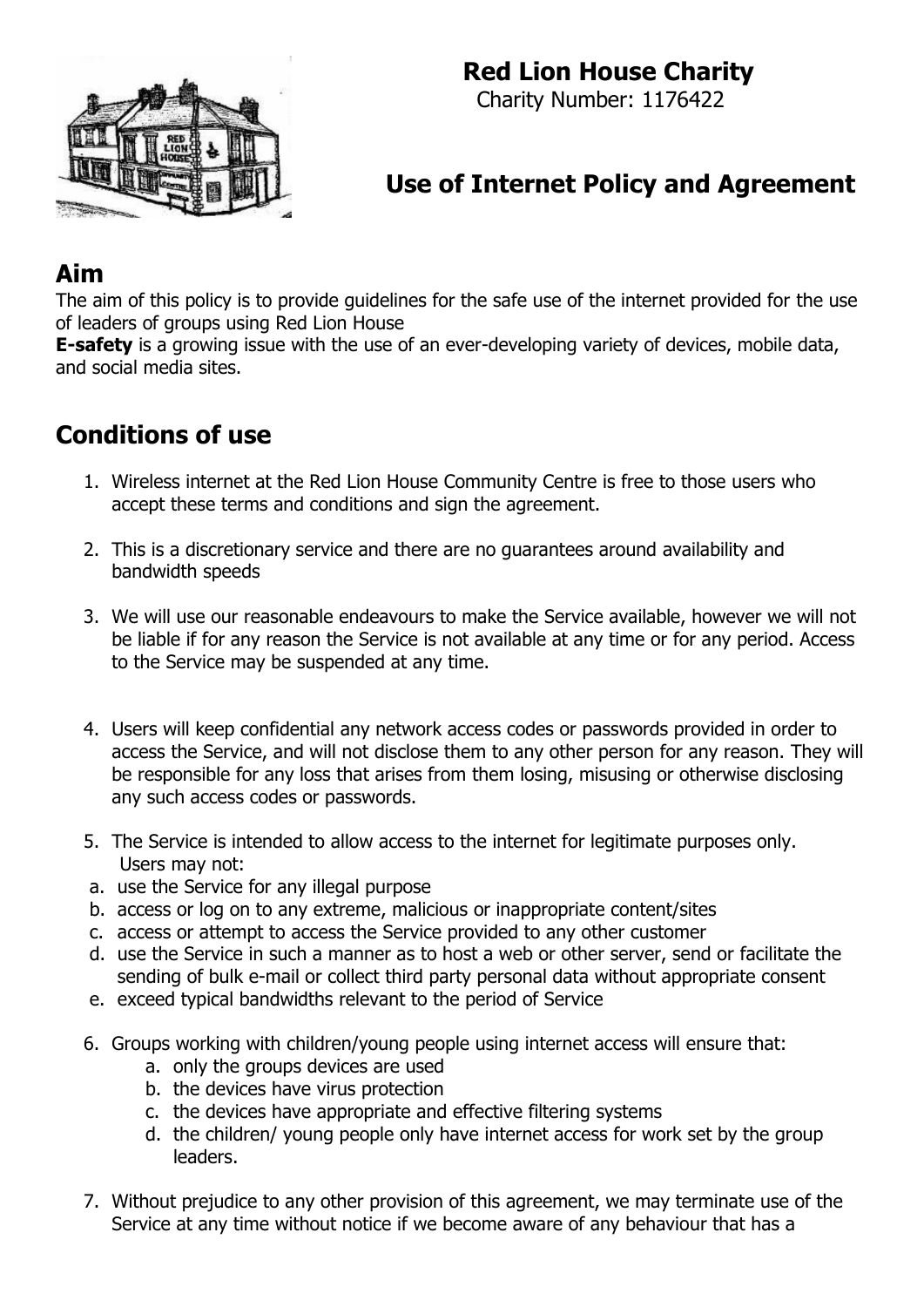# Red Lion House Charity

Charity Number: 1176422

## Use of Internet Policy and Agreement

## Aim

The aim of this policy is to provide guidelines for the safe use of the internet provided for the use of leaders of groups using Red Lion House

**E-safety** is a growing issue with the use of an ever-developing variety of devices, mobile data, and social media sites.

## Conditions of use

1. Wireless internet at the Red Lion House Community Centre is free to those users who accept these terms and conditions and sign the agreement.

2. This is a discretionary service and there are no guarantees around availability and bandwidth speeds

3. We will use our reasonable endeavours to make the Service available, however we will not be liable if for any reason the Service is not available at any time or for any period. Access to the Service may be suspended at any time.

4. Users will keep confidential any network access codes or passwords provided in order to access the Service, and will not disclose them to any other person for any reason. They will be responsible for any loss that arises from them losing, misusing or otherwise disclosing any such access codes or passwords.

5. The Service is intended to allow access to the internet for legitimate purposes only. Users may not:
   a. use the Service for any illegal purpose
   b. access or log on to any extreme, malicious or inappropriate content/sites
   c. access or attempt to access the Service provided to any other customer
   d. use the Service in such a manner as to host a web or other server, send or facilitate the sending of bulk e-mail or collect third party personal data without appropriate consent
   e. exceed typical bandwidths relevant to the period of Service

6. Groups working with children/young people using internet access will ensure that:
   a. only the groups devices are used
   b. the devices have virus protection
   c. the devices have appropriate and effective filtering systems
   d. the children/ young people only have internet access for work set by the group leaders.

7. Without prejudice to any other provision of this agreement, we may terminate use of the Service at any time without notice if we become aware of any behaviour that has a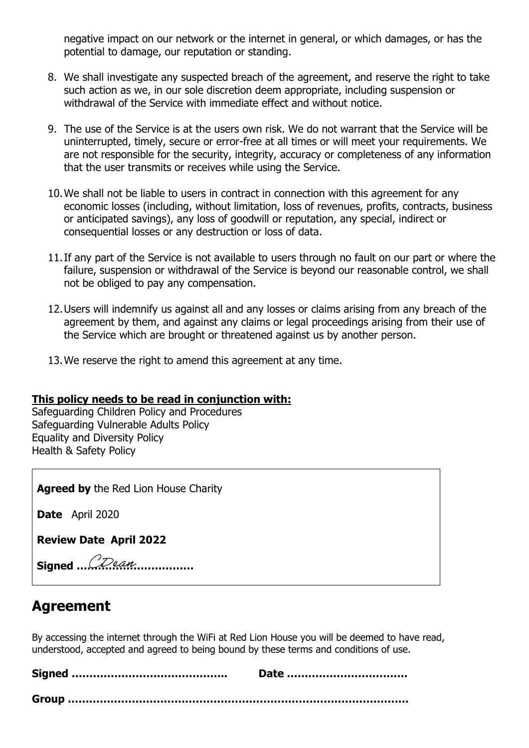negative impact on our network or the internet in general, or which damages, or has the potential to damage, our reputation or standing.

8. We shall investigate any suspected breach of the agreement, and reserve the right to take such action as we, in our sole discretion deem appropriate, including suspension or withdrawal of the Service with immediate effect and without notice.

9. The use of the Service is at the users own risk. We do not warrant that the Service will be uninterrupted, timely, secure or error-free at all times or will meet your requirements. We are not responsible for the security, integrity, accuracy or completeness of any information that the user transmits or receives while using the Service.

10. We shall not be liable to users in contract in connection with this agreement for any economic losses (including, without limitation, loss of revenues, profits, contracts, business or anticipated savings), any loss of goodwill or reputation, any special, indirect or consequential losses or any destruction or loss of data.

11. If any part of the Service is not available to users through no fault on our part or where the failure, suspension or withdrawal of the Service is beyond our reasonable control, we shall not be obliged to pay any compensation.

12. Users will indemnify us against all and any losses or claims arising from any breach of the agreement by them, and against any claims or legal proceedings arising from their use of the Service which are brought or threatened against us by another person.

13. We reserve the right to amend this agreement at any time.

**This policy needs to be read in conjunction with:**

Safeguarding Children Policy and Procedures
Safeguarding Vulnerable Adults Policy
Equality and Diversity Policy
Health & Safety Policy

**Agreed by** the Red Lion House Charity

**Date** April 2020

**Review Date April 2022**

**Signed** ...CDean...............

## Agreement

By accessing the internet through the WiFi at Red Lion House you will be deemed to have read, understood, accepted and agreed to being bound by these terms and conditions of use.

**Signed ..........................................** **Date ................................**

**Group ..............................................................................................**